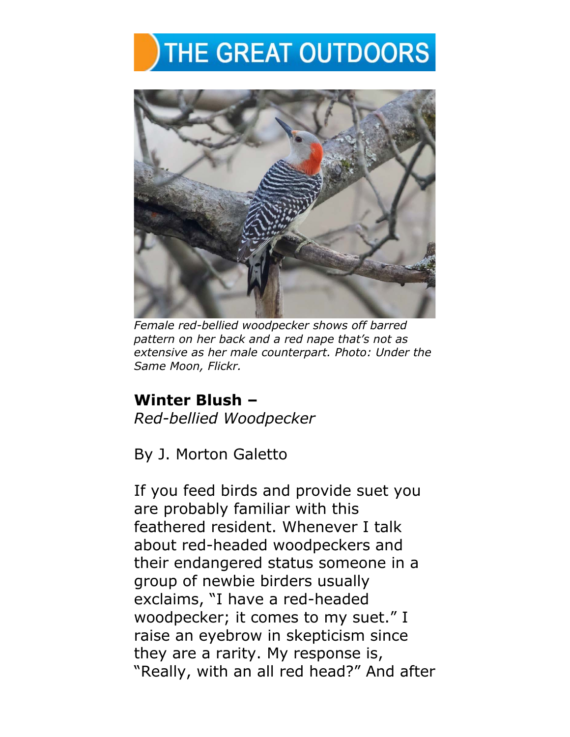# THE GREAT OUTDOORS

*Female red-bellied woodpecker shows off barred pattern on her back and a red nape that's not as extensive as her male counterpart. Photo: Under the Same Moon, Flickr.*

**Winter Blush –**
*Red-bellied Woodpecker*

By J. Morton Galetto

If you feed birds and provide suet you are probably familiar with this feathered resident. Whenever I talk about red-headed woodpeckers and their endangered status someone in a group of newbie birders usually exclaims, "I have a red-headed woodpecker; it comes to my suet." I raise an eyebrow in skepticism since they are a rarity. My response is, "Really, with an all red head?" And after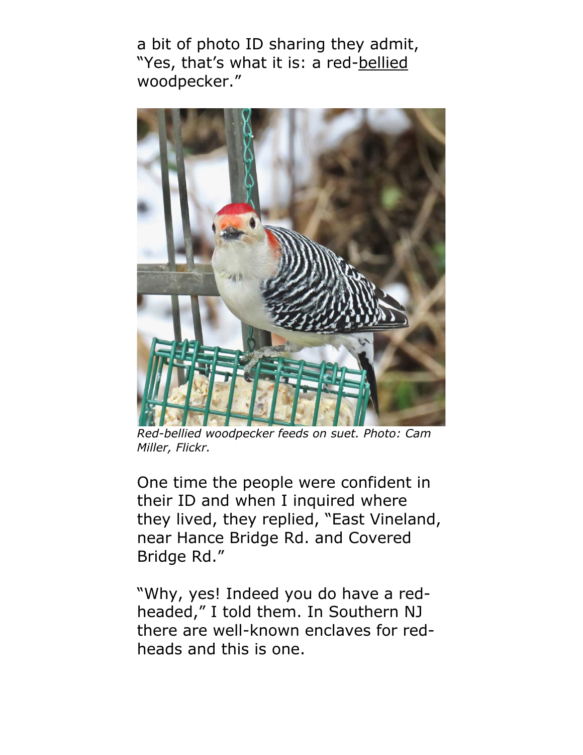a bit of photo ID sharing they admit, "Yes, that's what it is: a red-bellied woodpecker."

*Red-bellied woodpecker feeds on suet. Photo: Cam Miller, Flickr.*

One time the people were confident in their ID and when I inquired where they lived, they replied, "East Vineland, near Hance Bridge Rd. and Covered Bridge Rd."

"Why, yes! Indeed you do have a red-headed," I told them. In Southern NJ there are well-known enclaves for red-heads and this is one.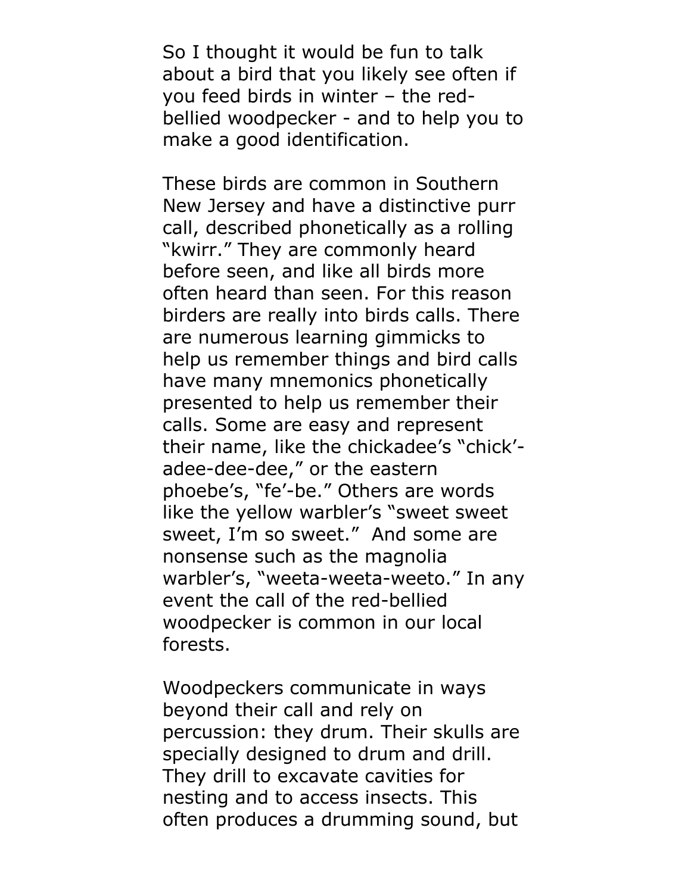So I thought it would be fun to talk about a bird that you likely see often if you feed birds in winter – the red-bellied woodpecker - and to help you to make a good identification.

These birds are common in Southern New Jersey and have a distinctive purr call, described phonetically as a rolling "kwirr." They are commonly heard before seen, and like all birds more often heard than seen. For this reason birders are really into birds calls. There are numerous learning gimmicks to help us remember things and bird calls have many mnemonics phonetically presented to help us remember their calls. Some are easy and represent their name, like the chickadee's "chick'-adee-dee-dee," or the eastern phoebe's, "fe'-be." Others are words like the yellow warbler's "sweet sweet sweet, I'm so sweet." And some are nonsense such as the magnolia warbler's, "weeta-weeta-weeto." In any event the call of the red-bellied woodpecker is common in our local forests.

Woodpeckers communicate in ways beyond their call and rely on percussion: they drum. Their skulls are specially designed to drum and drill. They drill to excavate cavities for nesting and to access insects. This often produces a drumming sound, but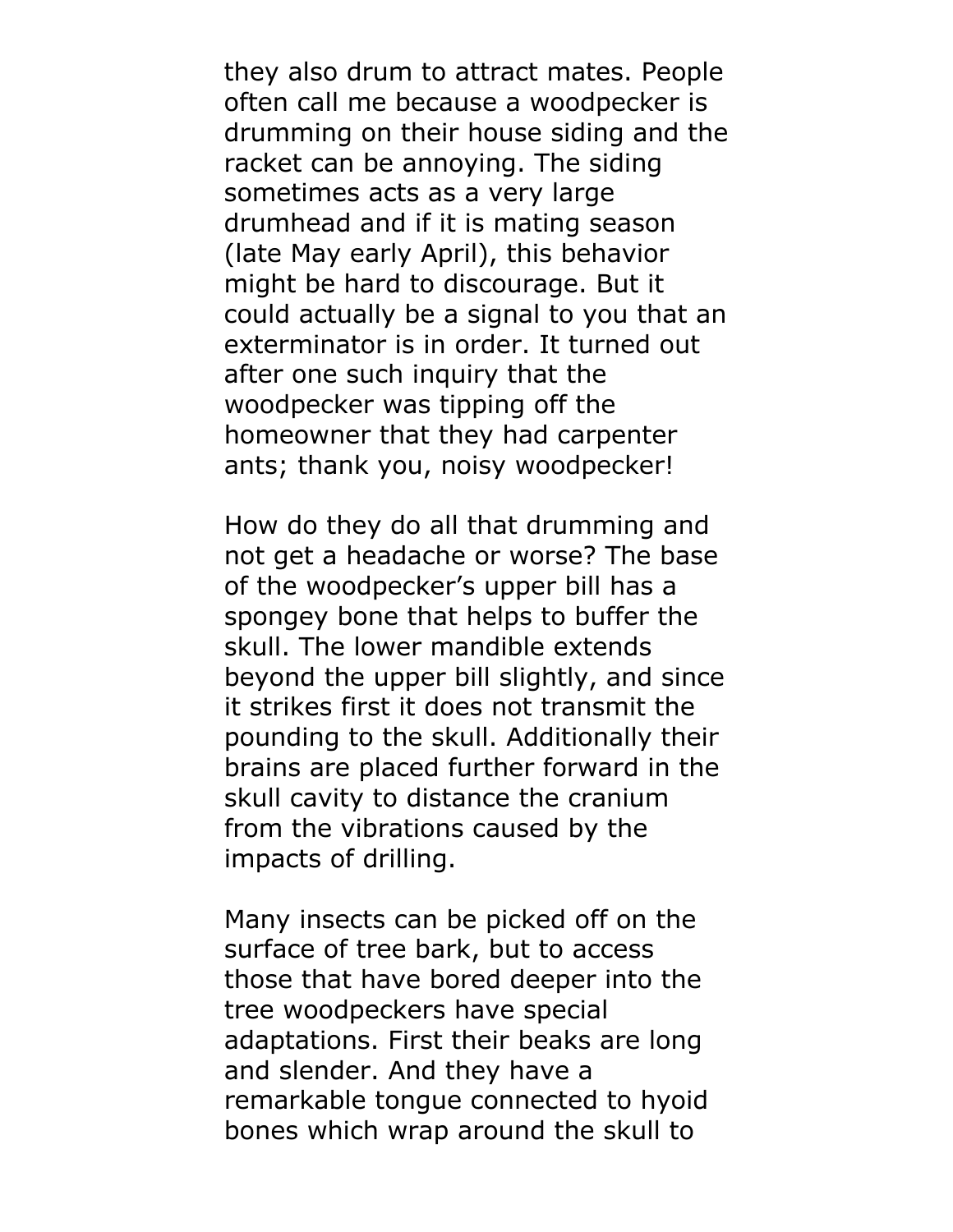they also drum to attract mates. People often call me because a woodpecker is drumming on their house siding and the racket can be annoying. The siding sometimes acts as a very large drumhead and if it is mating season (late May early April), this behavior might be hard to discourage. But it could actually be a signal to you that an exterminator is in order. It turned out after one such inquiry that the woodpecker was tipping off the homeowner that they had carpenter ants; thank you, noisy woodpecker!

How do they do all that drumming and not get a headache or worse? The base of the woodpecker's upper bill has a spongey bone that helps to buffer the skull. The lower mandible extends beyond the upper bill slightly, and since it strikes first it does not transmit the pounding to the skull. Additionally their brains are placed further forward in the skull cavity to distance the cranium from the vibrations caused by the impacts of drilling.

Many insects can be picked off on the surface of tree bark, but to access those that have bored deeper into the tree woodpeckers have special adaptations. First their beaks are long and slender. And they have a remarkable tongue connected to hyoid bones which wrap around the skull to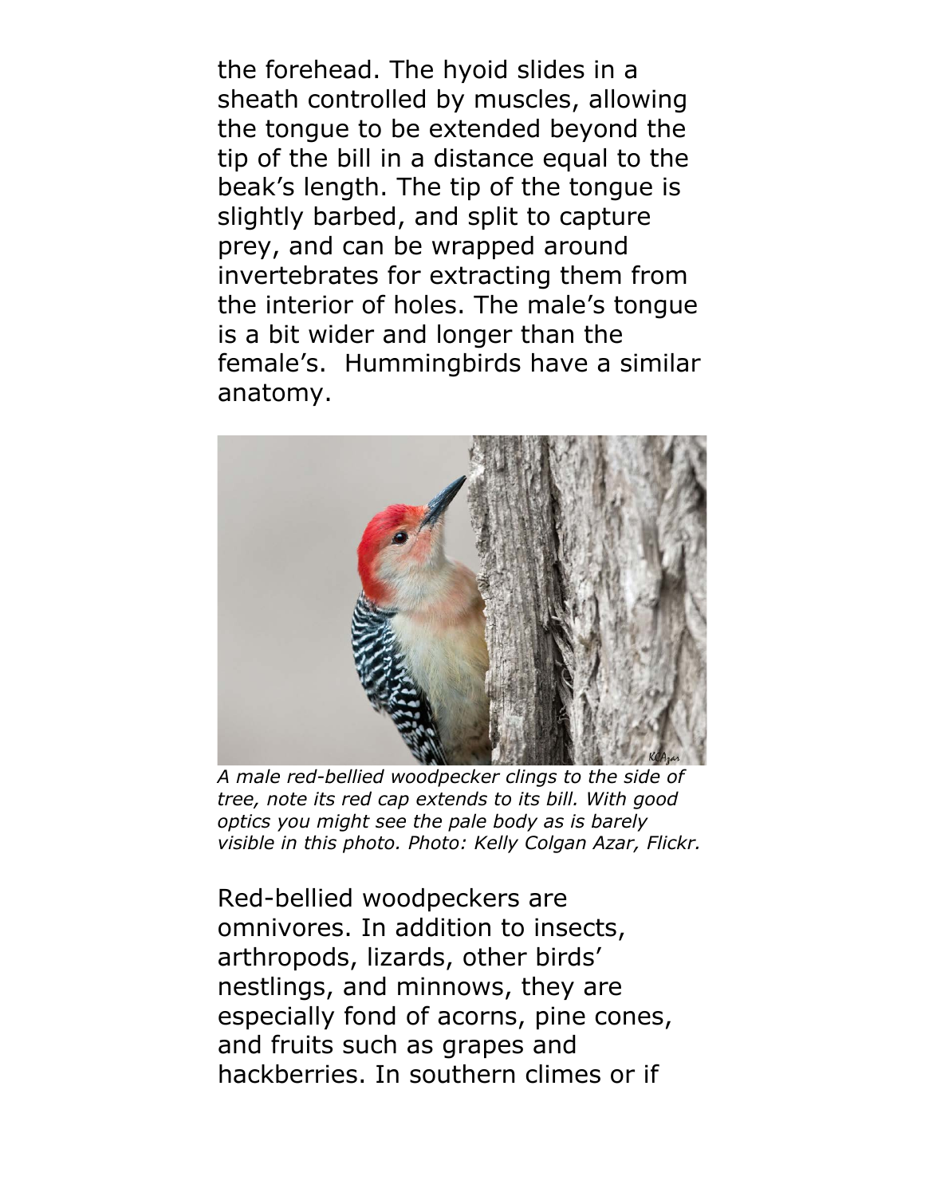the forehead. The hyoid slides in a sheath controlled by muscles, allowing the tongue to be extended beyond the tip of the bill in a distance equal to the beak's length. The tip of the tongue is slightly barbed, and split to capture prey, and can be wrapped around invertebrates for extracting them from the interior of holes. The male's tongue is a bit wider and longer than the female's.  Hummingbirds have a similar anatomy.

*A male red-bellied woodpecker clings to the side of tree, note its red cap extends to its bill. With good optics you might see the pale body as is barely visible in this photo. Photo: Kelly Colgan Azar, Flickr.*

Red-bellied woodpeckers are omnivores. In addition to insects, arthropods, lizards, other birds' nestlings, and minnows, they are especially fond of acorns, pine cones, and fruits such as grapes and hackberries. In southern climes or if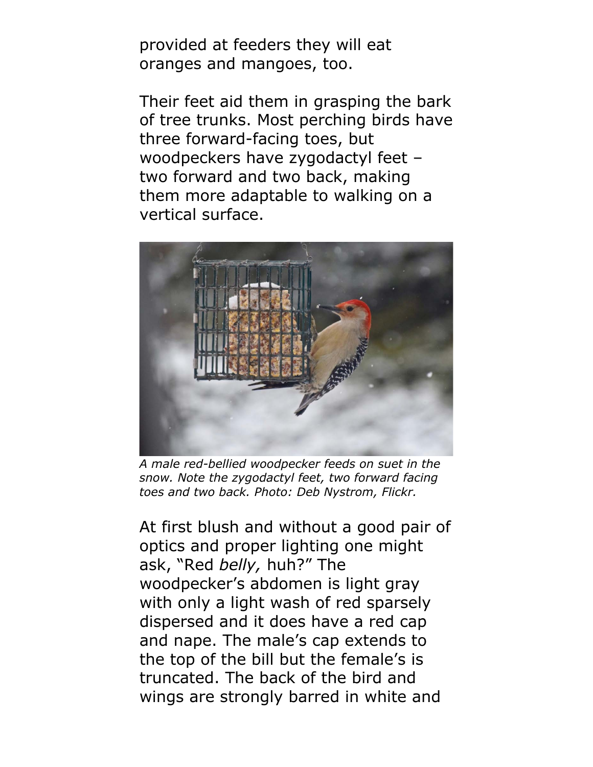provided at feeders they will eat oranges and mangoes, too.

Their feet aid them in grasping the bark of tree trunks. Most perching birds have three forward-facing toes, but woodpeckers have zygodactyl feet – two forward and two back, making them more adaptable to walking on a vertical surface.

*A male red-bellied woodpecker feeds on suet in the snow. Note the zygodactyl feet, two forward facing toes and two back. Photo: Deb Nystrom, Flickr.*

At first blush and without a good pair of optics and proper lighting one might ask, "Red *belly,* huh?" The woodpecker's abdomen is light gray with only a light wash of red sparsely dispersed and it does have a red cap and nape. The male's cap extends to the top of the bill but the female's is truncated. The back of the bird and wings are strongly barred in white and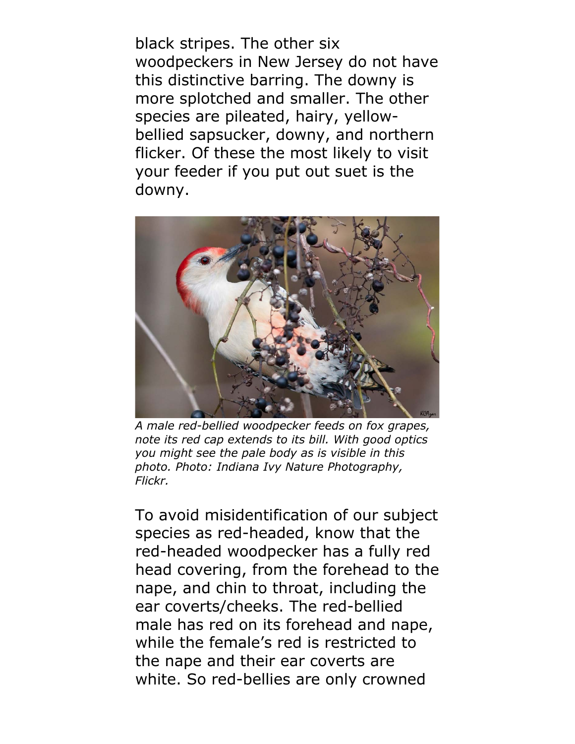black stripes. The other six woodpeckers in New Jersey do not have this distinctive barring. The downy is more splotched and smaller. The other species are pileated, hairy, yellow-bellied sapsucker, downy, and northern flicker. Of these the most likely to visit your feeder if you put out suet is the downy.

*A male red-bellied woodpecker feeds on fox grapes, note its red cap extends to its bill. With good optics you might see the pale body as is visible in this photo. Photo: Indiana Ivy Nature Photography, Flickr.*

To avoid misidentification of our subject species as red-headed, know that the red-headed woodpecker has a fully red head covering, from the forehead to the nape, and chin to throat, including the ear coverts/cheeks. The red-bellied male has red on its forehead and nape, while the female's red is restricted to the nape and their ear coverts are white. So red-bellies are only crowned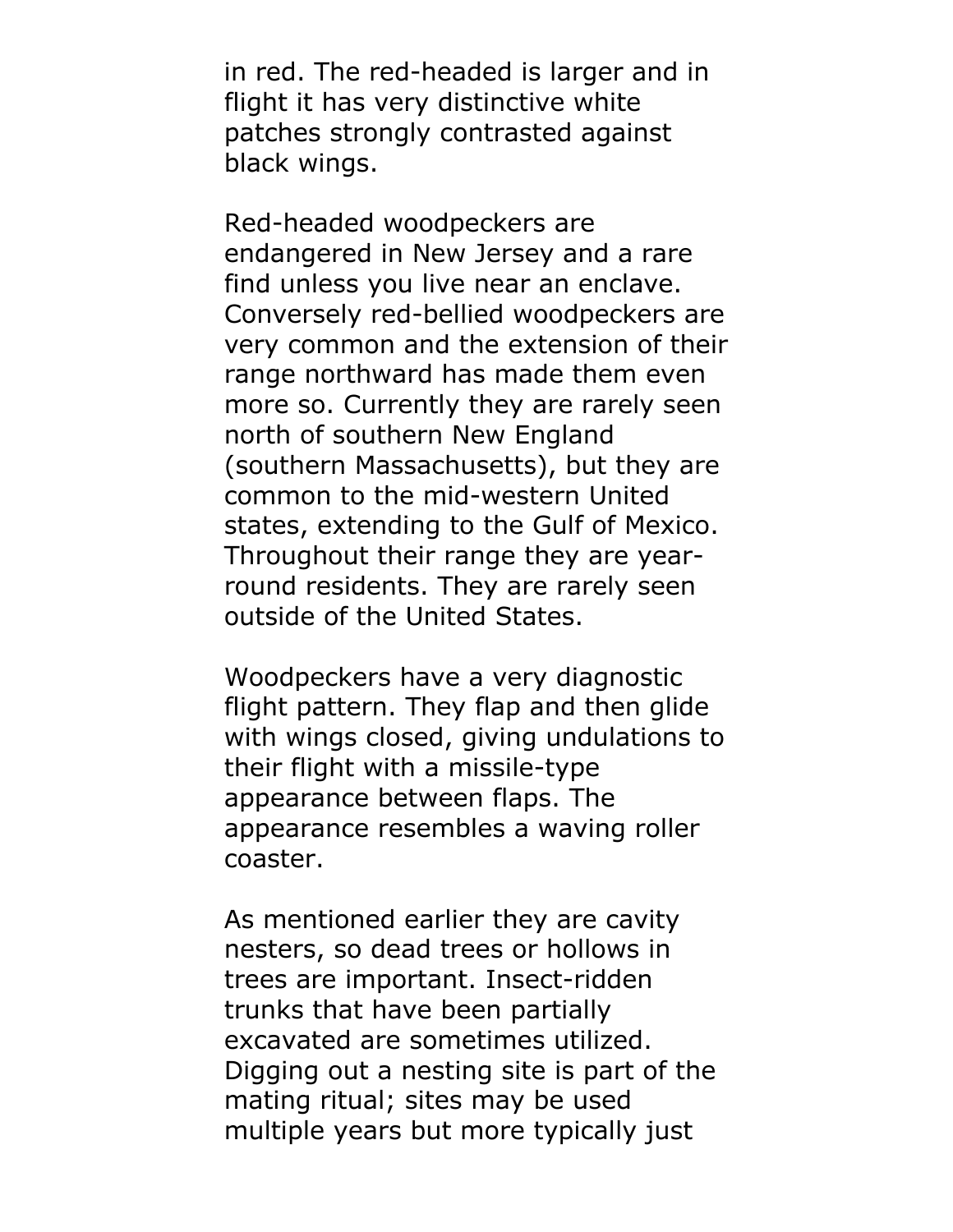in red. The red-headed is larger and in flight it has very distinctive white patches strongly contrasted against black wings.

Red-headed woodpeckers are endangered in New Jersey and a rare find unless you live near an enclave. Conversely red-bellied woodpeckers are very common and the extension of their range northward has made them even more so. Currently they are rarely seen north of southern New England (southern Massachusetts), but they are common to the mid-western United states, extending to the Gulf of Mexico. Throughout their range they are year-round residents. They are rarely seen outside of the United States.

Woodpeckers have a very diagnostic flight pattern. They flap and then glide with wings closed, giving undulations to their flight with a missile-type appearance between flaps. The appearance resembles a waving roller coaster.

As mentioned earlier they are cavity nesters, so dead trees or hollows in trees are important. Insect-ridden trunks that have been partially excavated are sometimes utilized. Digging out a nesting site is part of the mating ritual; sites may be used multiple years but more typically just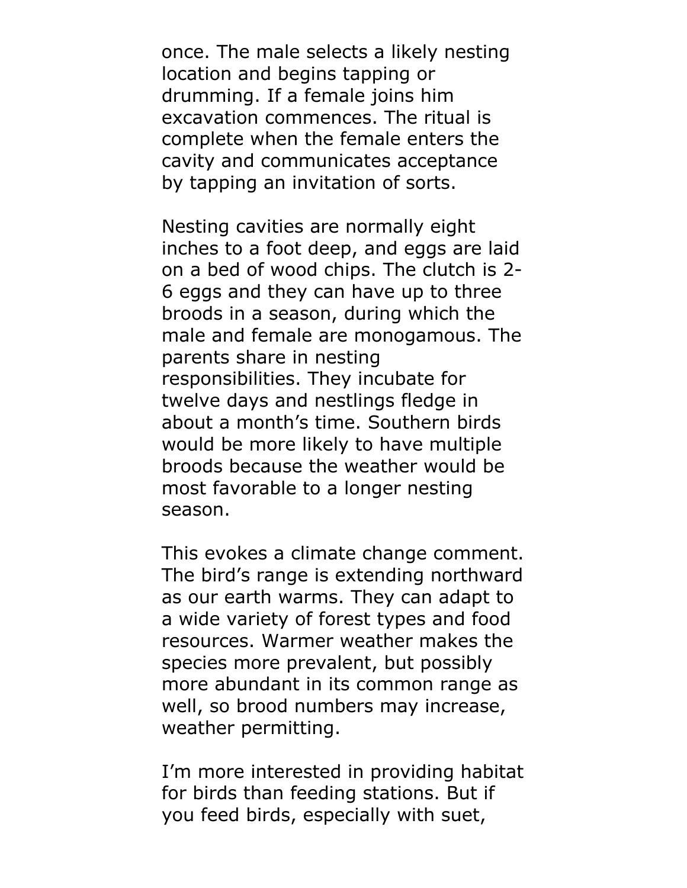once. The male selects a likely nesting location and begins tapping or drumming. If a female joins him excavation commences. The ritual is complete when the female enters the cavity and communicates acceptance by tapping an invitation of sorts.

Nesting cavities are normally eight inches to a foot deep, and eggs are laid on a bed of wood chips. The clutch is 2-6 eggs and they can have up to three broods in a season, during which the male and female are monogamous. The parents share in nesting responsibilities. They incubate for twelve days and nestlings fledge in about a month's time. Southern birds would be more likely to have multiple broods because the weather would be most favorable to a longer nesting season.

This evokes a climate change comment. The bird's range is extending northward as our earth warms. They can adapt to a wide variety of forest types and food resources. Warmer weather makes the species more prevalent, but possibly more abundant in its common range as well, so brood numbers may increase, weather permitting.

I'm more interested in providing habitat for birds than feeding stations. But if you feed birds, especially with suet,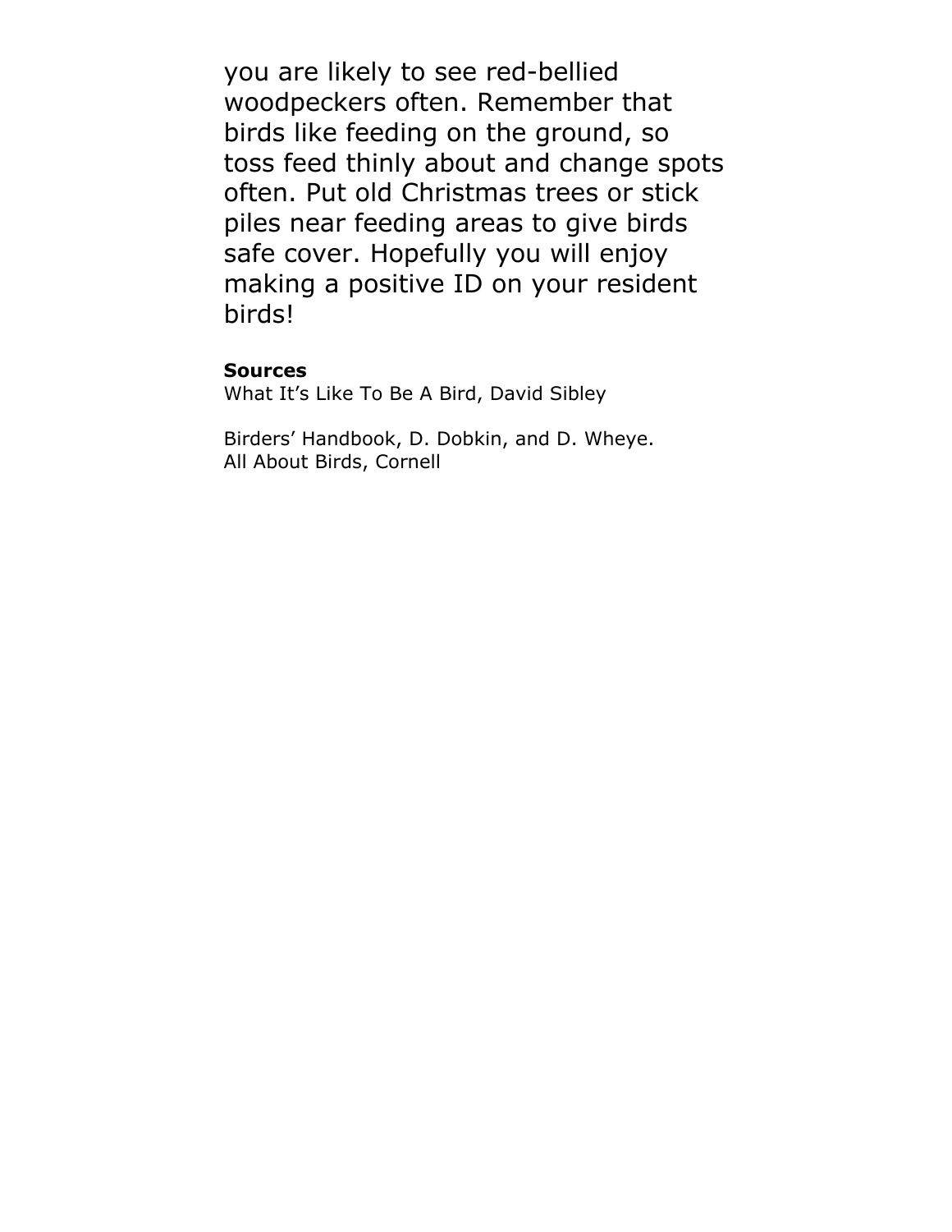you are likely to see red-bellied woodpeckers often. Remember that birds like feeding on the ground, so toss feed thinly about and change spots often. Put old Christmas trees or stick piles near feeding areas to give birds safe cover. Hopefully you will enjoy making a positive ID on your resident birds!

**Sources**

What It's Like To Be A Bird, David Sibley

Birders' Handbook, D. Dobkin, and D. Wheye.
All About Birds, Cornell